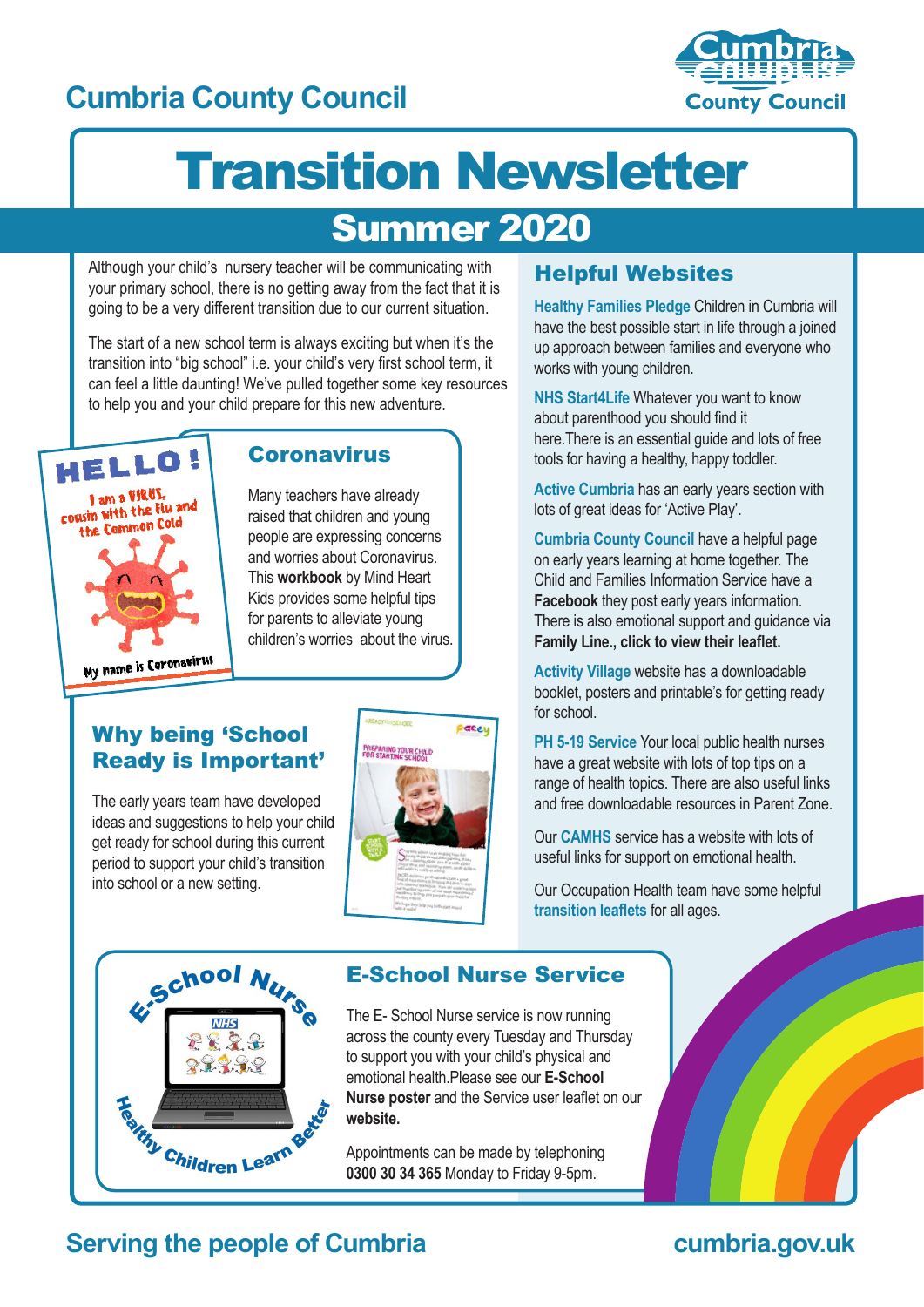Cumbria County Council

# Transition Newsletter

## Summer 2020

Although your child's nursery teacher will be communicating with your primary school, there is no getting away from the fact that it is going to be a very different transition due to our current situation.

The start of a new school term is always exciting but when it's the transition into "big school" i.e. your child's very first school term, it can feel a little daunting! We've pulled together some key resources to help you and your child prepare for this new adventure.

### Coronavirus

Many teachers have already raised that children and young people are expressing concerns and worries about Coronavirus. This **workbook** by Mind Heart Kids provides some helpful tips for parents to alleviate young children's worries about the virus.

### Why being 'School Ready is Important'

The early years team have developed ideas and suggestions to help your child get ready for school during this current period to support your child's transition into school or a new setting.

### Helpful Websites

**Healthy Families Pledge** Children in Cumbria will have the best possible start in life through a joined up approach between families and everyone who works with young children.

**NHS Start4Life** Whatever you want to know about parenthood you should find it here.There is an essential guide and lots of free tools for having a healthy, happy toddler.

**Active Cumbria** has an early years section with lots of great ideas for 'Active Play'.

**Cumbria County Council** have a helpful page on early years learning at home together. The Child and Families Information Service have a **Facebook** they post early years information. There is also emotional support and guidance via **Family Line., click to view their leaflet.**

**Activity Village** website has a downloadable booklet, posters and printable's for getting ready for school.

**PH 5-19 Service** Your local public health nurses have a great website with lots of top tips on a range of health topics. There are also useful links and free downloadable resources in Parent Zone.

Our **CAMHS** service has a website with lots of useful links for support on emotional health.

Our Occupation Health team have some helpful **transition leaflets** for all ages.

### E-School Nurse Service

The E- School Nurse service is now running across the county every Tuesday and Thursday to support you with your child's physical and emotional health.Please see our **E-School Nurse poster** and the Service user leaflet on our **website.**

Appointments can be made by telephoning **0300 30 34 365** Monday to Friday 9-5pm.

Serving the people of Cumbria

cumbria.gov.uk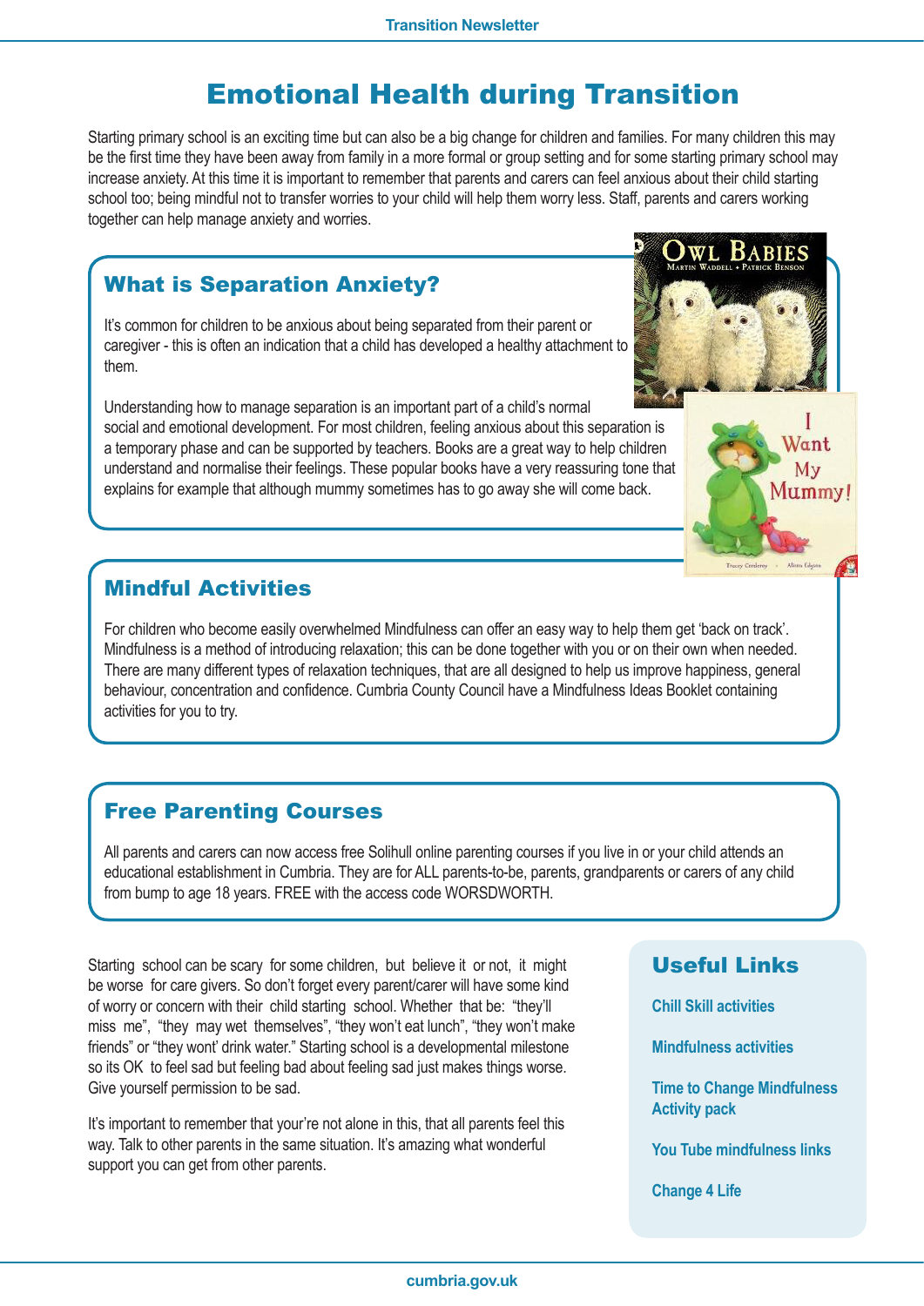# Emotional Health during Transition

Starting primary school is an exciting time but can also be a big change for children and families. For many children this may be the first time they have been away from family in a more formal or group setting and for some starting primary school may increase anxiety. At this time it is important to remember that parents and carers can feel anxious about their child starting school too; being mindful not to transfer worries to your child will help them worry less. Staff, parents and carers working together can help manage anxiety and worries.

## What is Separation Anxiety?

It's common for children to be anxious about being separated from their parent or caregiver - this is often an indication that a child has developed a healthy attachment to them.

Understanding how to manage separation is an important part of a child's normal social and emotional development. For most children, feeling anxious about this separation is a temporary phase and can be supported by teachers. Books are a great way to help children understand and normalise their feelings. These popular books have a very reassuring tone that explains for example that although mummy sometimes has to go away she will come back.

## Mindful Activities

For children who become easily overwhelmed Mindfulness can offer an easy way to help them get 'back on track'. Mindfulness is a method of introducing relaxation; this can be done together with you or on their own when needed. There are many different types of relaxation techniques, that are all designed to help us improve happiness, general behaviour, concentration and confidence. Cumbria County Council have a Mindfulness Ideas Booklet containing activities for you to try.

## Free Parenting Courses

All parents and carers can now access free Solihull online parenting courses if you live in or your child attends an educational establishment in Cumbria. They are for ALL parents-to-be, parents, grandparents or carers of any child from bump to age 18 years. FREE with the access code WORSDWORTH.

Starting school can be scary for some children, but believe it or not, it might be worse for care givers. So don't forget every parent/carer will have some kind of worry or concern with their child starting school. Whether that be: "they'll miss me", "they may wet themselves", "they won't eat lunch", "they won't make friends" or "they wont' drink water." Starting school is a developmental milestone so its OK to feel sad but feeling bad about feeling sad just makes things worse. Give yourself permission to be sad.

It's important to remember that your're not alone in this, that all parents feel this way. Talk to other parents in the same situation. It's amazing what wonderful support you can get from other parents.

## Useful Links

- Chill Skill activities
- Mindfulness activities
- Time to Change Mindfulness Activity pack
- You Tube mindfulness links
- Change 4 Life